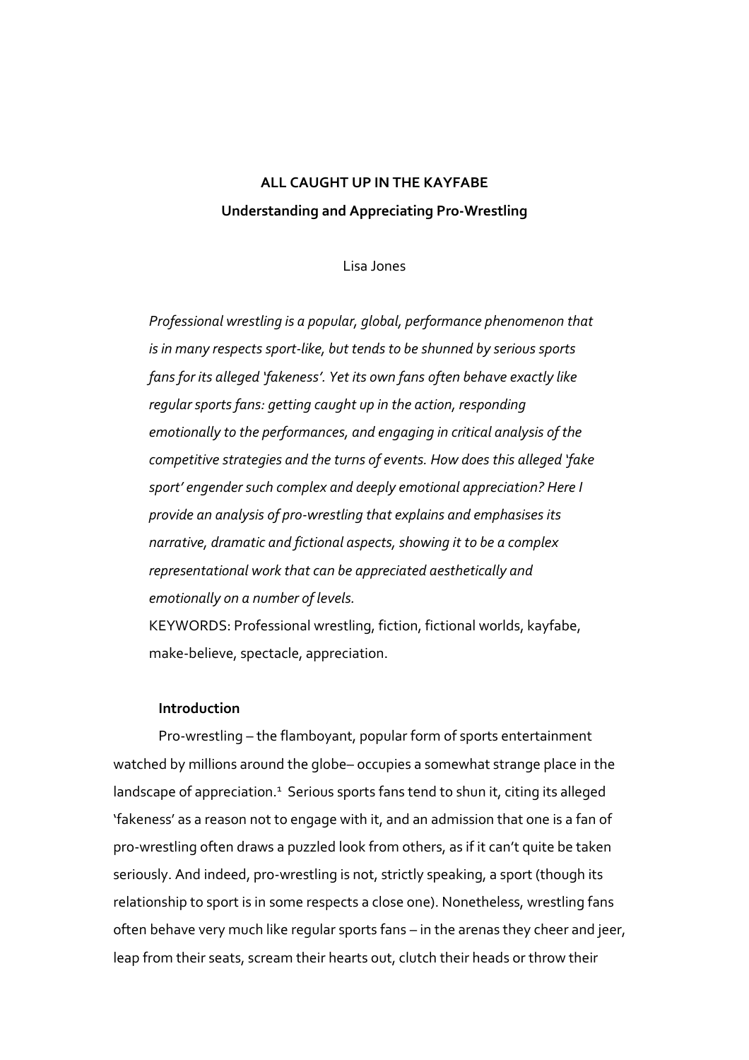# ALL CAUGHT UP IN THE KAYFABE

## Understanding and Appreciating Pro-Wrestling

Lisa Jones

*Professional wrestling is a popular, global, performance phenomenon that is in many respects sport-like, but tends to be shunned by serious sports fans for its alleged 'fakeness'. Yet its own fans often behave exactly like regular sports fans: getting caught up in the action, responding emotionally to the performances, and engaging in critical analysis of the competitive strategies and the turns of events. How does this alleged 'fake sport' engender such complex and deeply emotional appreciation? Here I provide an analysis of pro-wrestling that explains and emphasises its narrative, dramatic and fictional aspects, showing it to be a complex representational work that can be appreciated aesthetically and emotionally on a number of levels.*

KEYWORDS: Professional wrestling, fiction, fictional worlds, kayfabe, make-believe, spectacle, appreciation.

### Introduction

Pro-wrestling – the flamboyant, popular form of sports entertainment watched by millions around the globe– occupies a somewhat strange place in the landscape of appreciation.[1] Serious sports fans tend to shun it, citing its alleged 'fakeness' as a reason not to engage with it, and an admission that one is a fan of pro-wrestling often draws a puzzled look from others, as if it can't quite be taken seriously. And indeed, pro-wrestling is not, strictly speaking, a sport (though its relationship to sport is in some respects a close one). Nonetheless, wrestling fans often behave very much like regular sports fans – in the arenas they cheer and jeer, leap from their seats, scream their hearts out, clutch their heads or throw their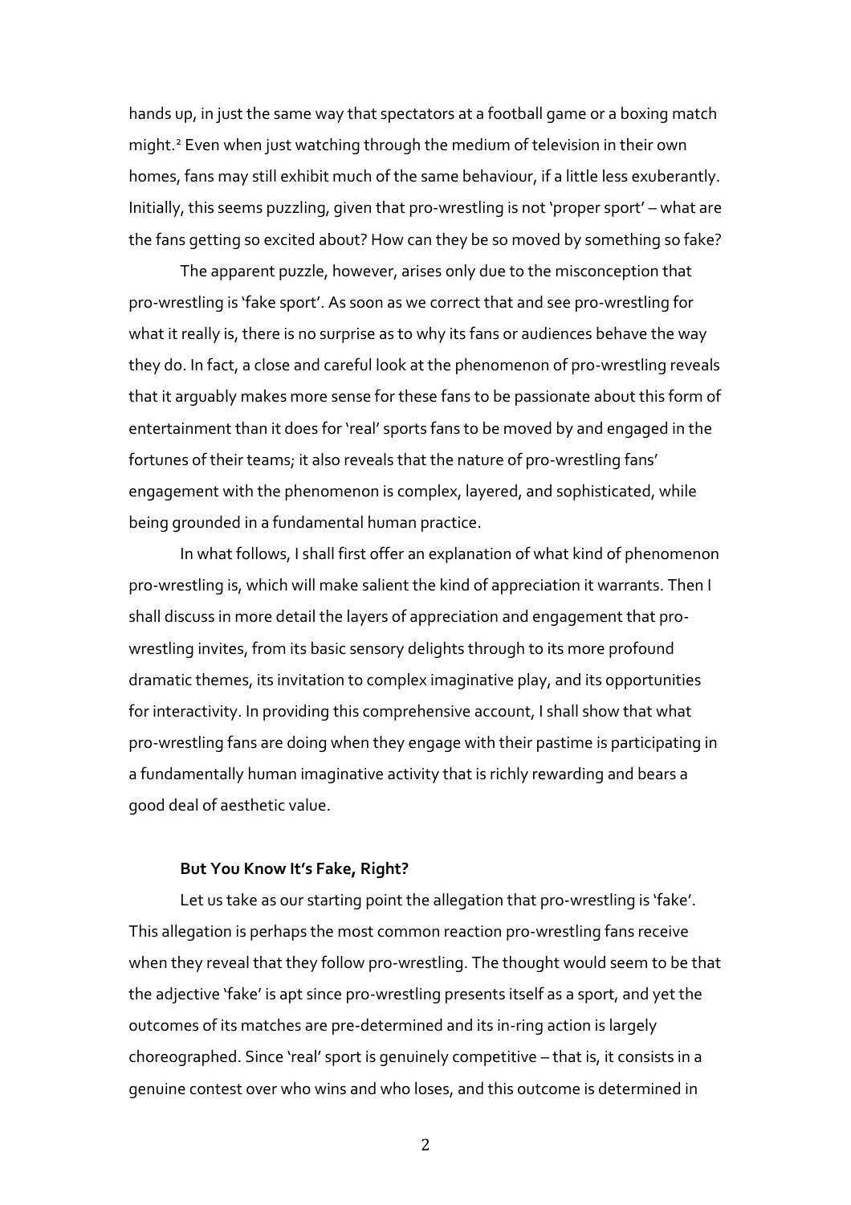hands up, in just the same way that spectators at a football game or a boxing match might.[2] Even when just watching through the medium of television in their own homes, fans may still exhibit much of the same behaviour, if a little less exuberantly. Initially, this seems puzzling, given that pro-wrestling is not 'proper sport' – what are the fans getting so excited about? How can they be so moved by something so fake?

The apparent puzzle, however, arises only due to the misconception that pro-wrestling is 'fake sport'. As soon as we correct that and see pro-wrestling for what it really is, there is no surprise as to why its fans or audiences behave the way they do. In fact, a close and careful look at the phenomenon of pro-wrestling reveals that it arguably makes more sense for these fans to be passionate about this form of entertainment than it does for 'real' sports fans to be moved by and engaged in the fortunes of their teams; it also reveals that the nature of pro-wrestling fans' engagement with the phenomenon is complex, layered, and sophisticated, while being grounded in a fundamental human practice.

In what follows, I shall first offer an explanation of what kind of phenomenon pro-wrestling is, which will make salient the kind of appreciation it warrants. Then I shall discuss in more detail the layers of appreciation and engagement that pro-wrestling invites, from its basic sensory delights through to its more profound dramatic themes, its invitation to complex imaginative play, and its opportunities for interactivity. In providing this comprehensive account, I shall show that what pro-wrestling fans are doing when they engage with their pastime is participating in a fundamentally human imaginative activity that is richly rewarding and bears a good deal of aesthetic value.

### But You Know It's Fake, Right?

Let us take as our starting point the allegation that pro-wrestling is 'fake'. This allegation is perhaps the most common reaction pro-wrestling fans receive when they reveal that they follow pro-wrestling. The thought would seem to be that the adjective 'fake' is apt since pro-wrestling presents itself as a sport, and yet the outcomes of its matches are pre-determined and its in-ring action is largely choreographed. Since 'real' sport is genuinely competitive – that is, it consists in a genuine contest over who wins and who loses, and this outcome is determined in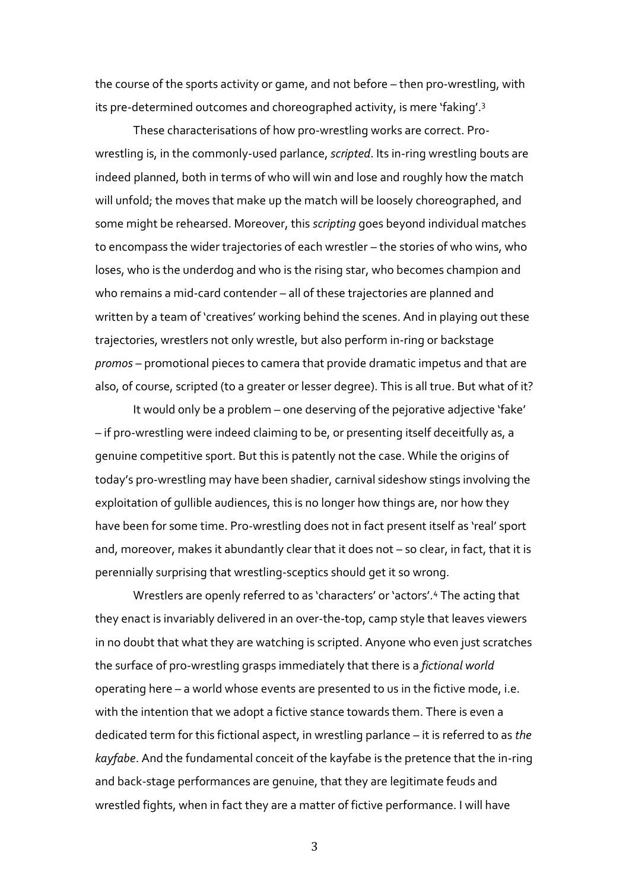the course of the sports activity or game, and not before – then pro-wrestling, with its pre-determined outcomes and choreographed activity, is mere 'faking'.[3]

These characterisations of how pro-wrestling works are correct. Pro-wrestling is, in the commonly-used parlance, *scripted*. Its in-ring wrestling bouts are indeed planned, both in terms of who will win and lose and roughly how the match will unfold; the moves that make up the match will be loosely choreographed, and some might be rehearsed. Moreover, this *scripting* goes beyond individual matches to encompass the wider trajectories of each wrestler – the stories of who wins, who loses, who is the underdog and who is the rising star, who becomes champion and who remains a mid-card contender – all of these trajectories are planned and written by a team of 'creatives' working behind the scenes. And in playing out these trajectories, wrestlers not only wrestle, but also perform in-ring or backstage *promos* – promotional pieces to camera that provide dramatic impetus and that are also, of course, scripted (to a greater or lesser degree). This is all true. But what of it?

It would only be a problem – one deserving of the pejorative adjective 'fake' – if pro-wrestling were indeed claiming to be, or presenting itself deceitfully as, a genuine competitive sport. But this is patently not the case. While the origins of today's pro-wrestling may have been shadier, carnival sideshow stings involving the exploitation of gullible audiences, this is no longer how things are, nor how they have been for some time. Pro-wrestling does not in fact present itself as 'real' sport and, moreover, makes it abundantly clear that it does not – so clear, in fact, that it is perennially surprising that wrestling-sceptics should get it so wrong.

Wrestlers are openly referred to as 'characters' or 'actors'.[4] The acting that they enact is invariably delivered in an over-the-top, camp style that leaves viewers in no doubt that what they are watching is scripted. Anyone who even just scratches the surface of pro-wrestling grasps immediately that there is a *fictional world* operating here – a world whose events are presented to us in the fictive mode, i.e. with the intention that we adopt a fictive stance towards them. There is even a dedicated term for this fictional aspect, in wrestling parlance – it is referred to as *the kayfabe*. And the fundamental conceit of the kayfabe is the pretence that the in-ring and back-stage performances are genuine, that they are legitimate feuds and wrestled fights, when in fact they are a matter of fictive performance. I will have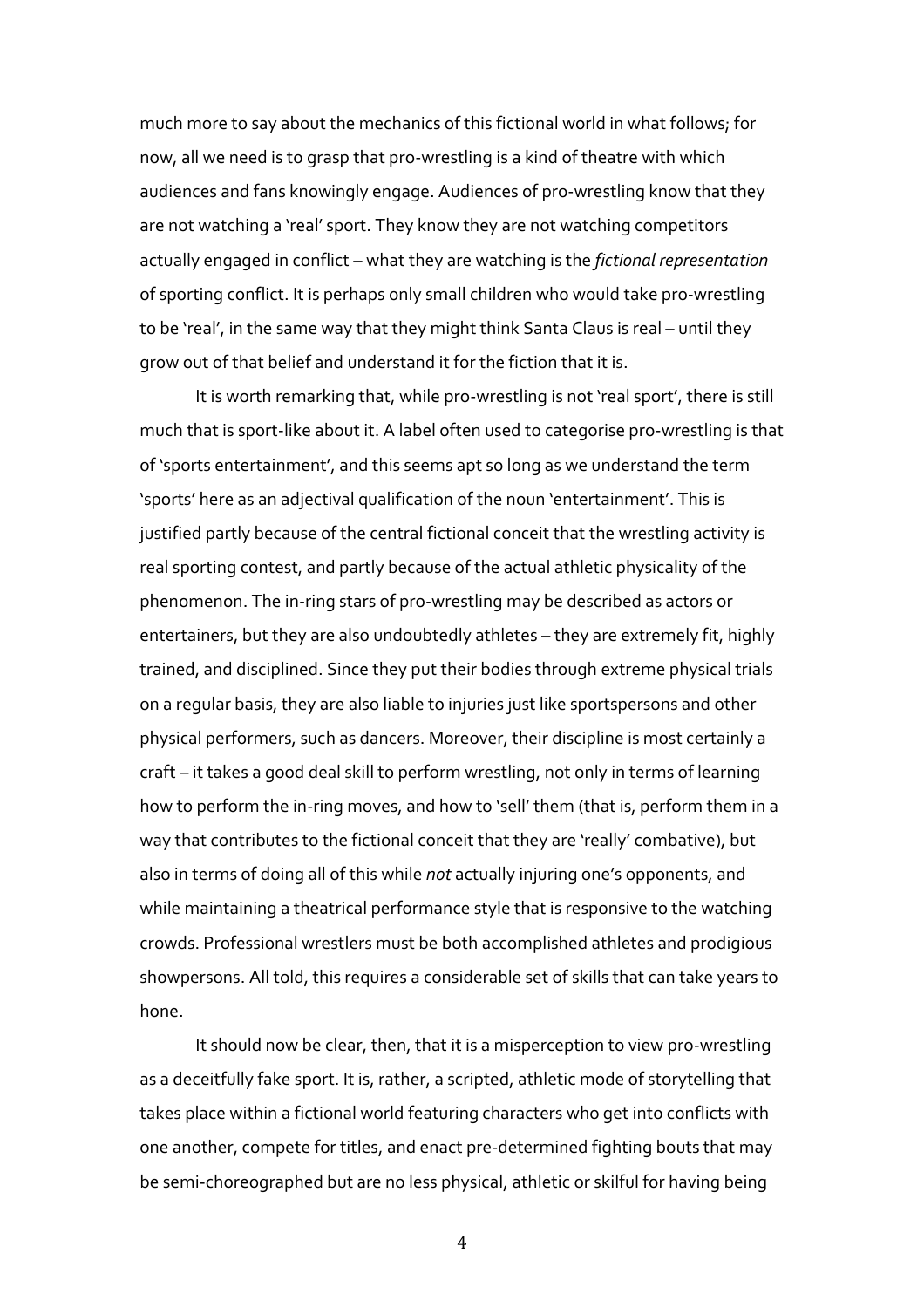much more to say about the mechanics of this fictional world in what follows; for now, all we need is to grasp that pro-wrestling is a kind of theatre with which audiences and fans knowingly engage. Audiences of pro-wrestling know that they are not watching a 'real' sport. They know they are not watching competitors actually engaged in conflict – what they are watching is the *fictional representation* of sporting conflict. It is perhaps only small children who would take pro-wrestling to be 'real', in the same way that they might think Santa Claus is real – until they grow out of that belief and understand it for the fiction that it is.

It is worth remarking that, while pro-wrestling is not 'real sport', there is still much that is sport-like about it. A label often used to categorise pro-wrestling is that of 'sports entertainment', and this seems apt so long as we understand the term 'sports' here as an adjectival qualification of the noun 'entertainment'. This is justified partly because of the central fictional conceit that the wrestling activity is real sporting contest, and partly because of the actual athletic physicality of the phenomenon. The in-ring stars of pro-wrestling may be described as actors or entertainers, but they are also undoubtedly athletes – they are extremely fit, highly trained, and disciplined. Since they put their bodies through extreme physical trials on a regular basis, they are also liable to injuries just like sportspersons and other physical performers, such as dancers. Moreover, their discipline is most certainly a craft – it takes a good deal skill to perform wrestling, not only in terms of learning how to perform the in-ring moves, and how to 'sell' them (that is, perform them in a way that contributes to the fictional conceit that they are 'really' combative), but also in terms of doing all of this while *not* actually injuring one's opponents, and while maintaining a theatrical performance style that is responsive to the watching crowds. Professional wrestlers must be both accomplished athletes and prodigious showpersons. All told, this requires a considerable set of skills that can take years to hone.

It should now be clear, then, that it is a misperception to view pro-wrestling as a deceitfully fake sport. It is, rather, a scripted, athletic mode of storytelling that takes place within a fictional world featuring characters who get into conflicts with one another, compete for titles, and enact pre-determined fighting bouts that may be semi-choreographed but are no less physical, athletic or skilful for having being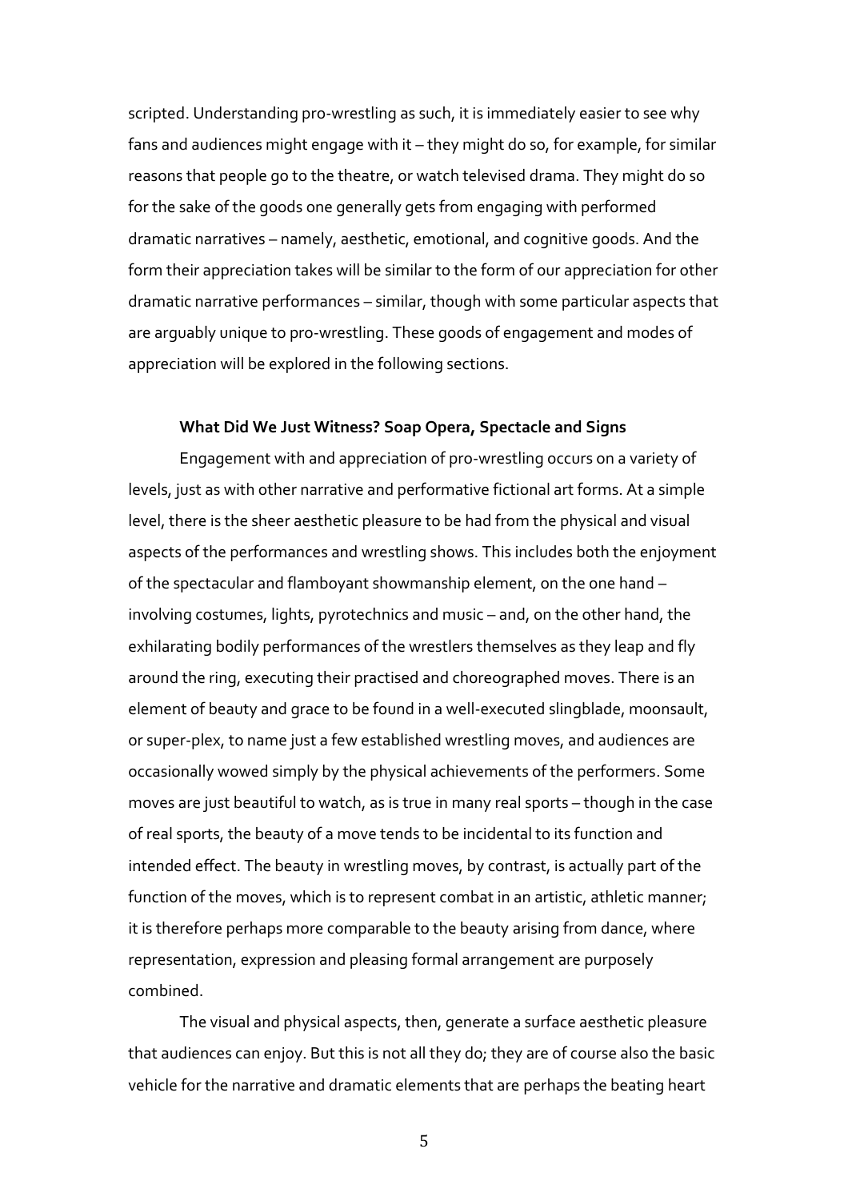scripted. Understanding pro-wrestling as such, it is immediately easier to see why fans and audiences might engage with it – they might do so, for example, for similar reasons that people go to the theatre, or watch televised drama. They might do so for the sake of the goods one generally gets from engaging with performed dramatic narratives – namely, aesthetic, emotional, and cognitive goods. And the form their appreciation takes will be similar to the form of our appreciation for other dramatic narrative performances – similar, though with some particular aspects that are arguably unique to pro-wrestling. These goods of engagement and modes of appreciation will be explored in the following sections.

### What Did We Just Witness? Soap Opera, Spectacle and Signs

Engagement with and appreciation of pro-wrestling occurs on a variety of levels, just as with other narrative and performative fictional art forms. At a simple level, there is the sheer aesthetic pleasure to be had from the physical and visual aspects of the performances and wrestling shows. This includes both the enjoyment of the spectacular and flamboyant showmanship element, on the one hand – involving costumes, lights, pyrotechnics and music – and, on the other hand, the exhilarating bodily performances of the wrestlers themselves as they leap and fly around the ring, executing their practised and choreographed moves. There is an element of beauty and grace to be found in a well-executed slingblade, moonsault, or super-plex, to name just a few established wrestling moves, and audiences are occasionally wowed simply by the physical achievements of the performers. Some moves are just beautiful to watch, as is true in many real sports – though in the case of real sports, the beauty of a move tends to be incidental to its function and intended effect. The beauty in wrestling moves, by contrast, is actually part of the function of the moves, which is to represent combat in an artistic, athletic manner; it is therefore perhaps more comparable to the beauty arising from dance, where representation, expression and pleasing formal arrangement are purposely combined.

The visual and physical aspects, then, generate a surface aesthetic pleasure that audiences can enjoy. But this is not all they do; they are of course also the basic vehicle for the narrative and dramatic elements that are perhaps the beating heart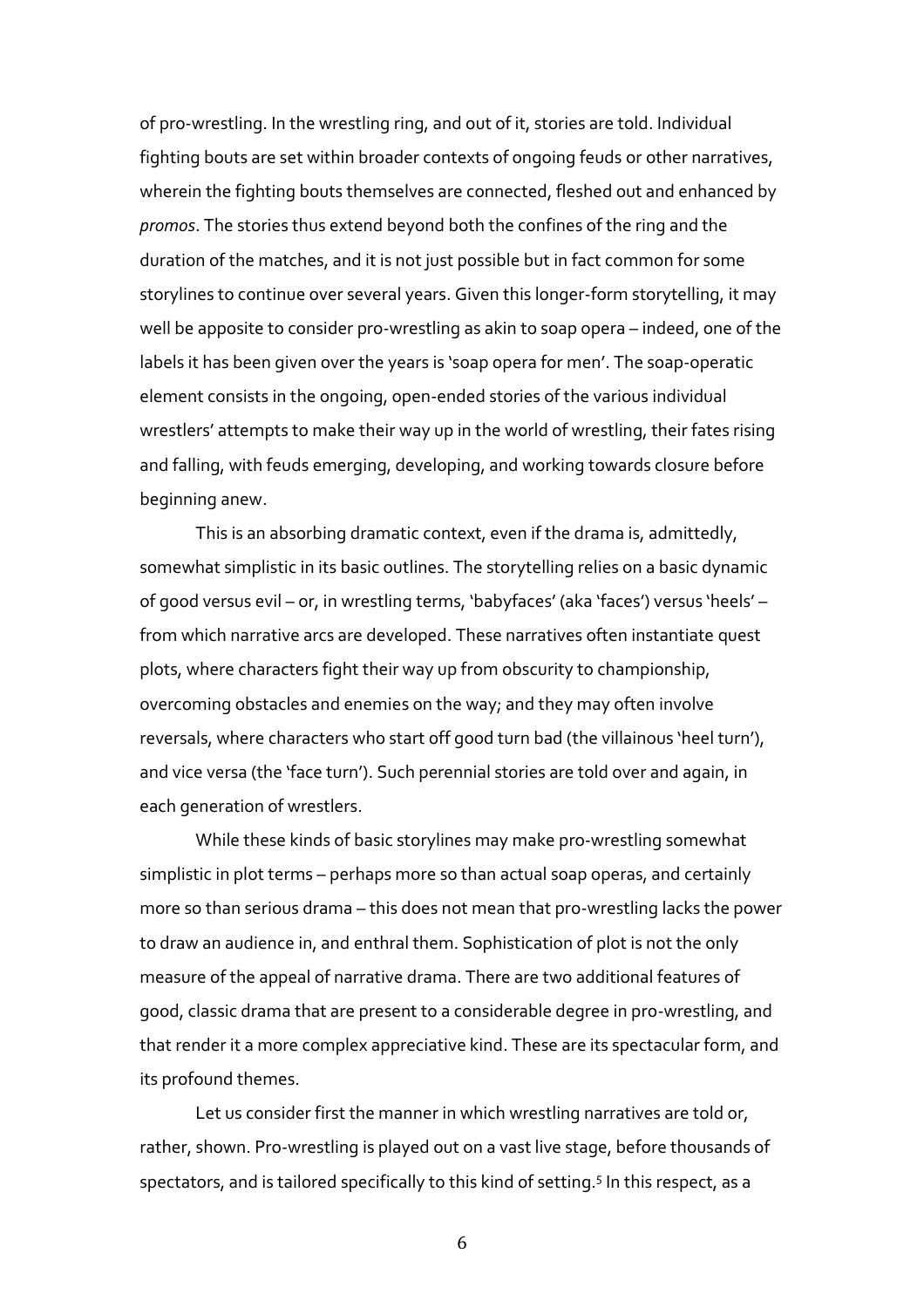of pro-wrestling. In the wrestling ring, and out of it, stories are told. Individual fighting bouts are set within broader contexts of ongoing feuds or other narratives, wherein the fighting bouts themselves are connected, fleshed out and enhanced by *promos*. The stories thus extend beyond both the confines of the ring and the duration of the matches, and it is not just possible but in fact common for some storylines to continue over several years. Given this longer-form storytelling, it may well be apposite to consider pro-wrestling as akin to soap opera – indeed, one of the labels it has been given over the years is 'soap opera for men'. The soap-operatic element consists in the ongoing, open-ended stories of the various individual wrestlers' attempts to make their way up in the world of wrestling, their fates rising and falling, with feuds emerging, developing, and working towards closure before beginning anew.

This is an absorbing dramatic context, even if the drama is, admittedly, somewhat simplistic in its basic outlines. The storytelling relies on a basic dynamic of good versus evil – or, in wrestling terms, 'babyfaces' (aka 'faces') versus 'heels' – from which narrative arcs are developed. These narratives often instantiate quest plots, where characters fight their way up from obscurity to championship, overcoming obstacles and enemies on the way; and they may often involve reversals, where characters who start off good turn bad (the villainous 'heel turn'), and vice versa (the 'face turn'). Such perennial stories are told over and again, in each generation of wrestlers.

While these kinds of basic storylines may make pro-wrestling somewhat simplistic in plot terms – perhaps more so than actual soap operas, and certainly more so than serious drama – this does not mean that pro-wrestling lacks the power to draw an audience in, and enthral them. Sophistication of plot is not the only measure of the appeal of narrative drama. There are two additional features of good, classic drama that are present to a considerable degree in pro-wrestling, and that render it a more complex appreciative kind. These are its spectacular form, and its profound themes.

Let us consider first the manner in which wrestling narratives are told or, rather, shown. Pro-wrestling is played out on a vast live stage, before thousands of spectators, and is tailored specifically to this kind of setting.[5] In this respect, as a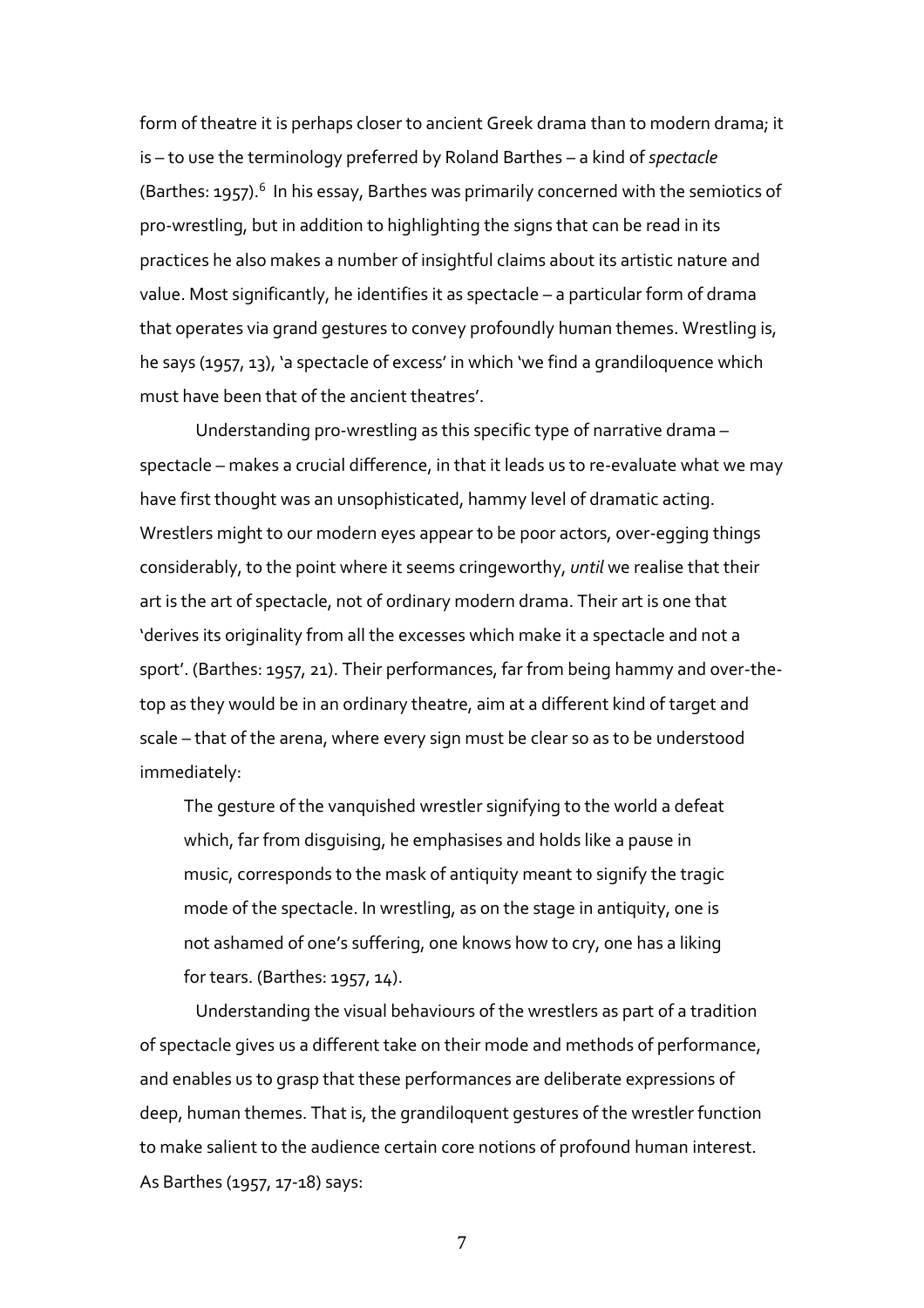form of theatre it is perhaps closer to ancient Greek drama than to modern drama; it is – to use the terminology preferred by Roland Barthes – a kind of *spectacle* (Barthes: 1957).[6] In his essay, Barthes was primarily concerned with the semiotics of pro-wrestling, but in addition to highlighting the signs that can be read in its practices he also makes a number of insightful claims about its artistic nature and value. Most significantly, he identifies it as spectacle – a particular form of drama that operates via grand gestures to convey profoundly human themes. Wrestling is, he says (1957, 13), 'a spectacle of excess' in which 'we find a grandiloquence which must have been that of the ancient theatres'.

Understanding pro-wrestling as this specific type of narrative drama – spectacle – makes a crucial difference, in that it leads us to re-evaluate what we may have first thought was an unsophisticated, hammy level of dramatic acting. Wrestlers might to our modern eyes appear to be poor actors, over-egging things considerably, to the point where it seems cringeworthy, *until* we realise that their art is the art of spectacle, not of ordinary modern drama. Their art is one that 'derives its originality from all the excesses which make it a spectacle and not a sport'. (Barthes: 1957, 21). Their performances, far from being hammy and over-the-top as they would be in an ordinary theatre, aim at a different kind of target and scale – that of the arena, where every sign must be clear so as to be understood immediately:

> The gesture of the vanquished wrestler signifying to the world a defeat which, far from disguising, he emphasises and holds like a pause in music, corresponds to the mask of antiquity meant to signify the tragic mode of the spectacle. In wrestling, as on the stage in antiquity, one is not ashamed of one's suffering, one knows how to cry, one has a liking for tears. (Barthes: 1957, 14).

Understanding the visual behaviours of the wrestlers as part of a tradition of spectacle gives us a different take on their mode and methods of performance, and enables us to grasp that these performances are deliberate expressions of deep, human themes. That is, the grandiloquent gestures of the wrestler function to make salient to the audience certain core notions of profound human interest. As Barthes (1957, 17-18) says: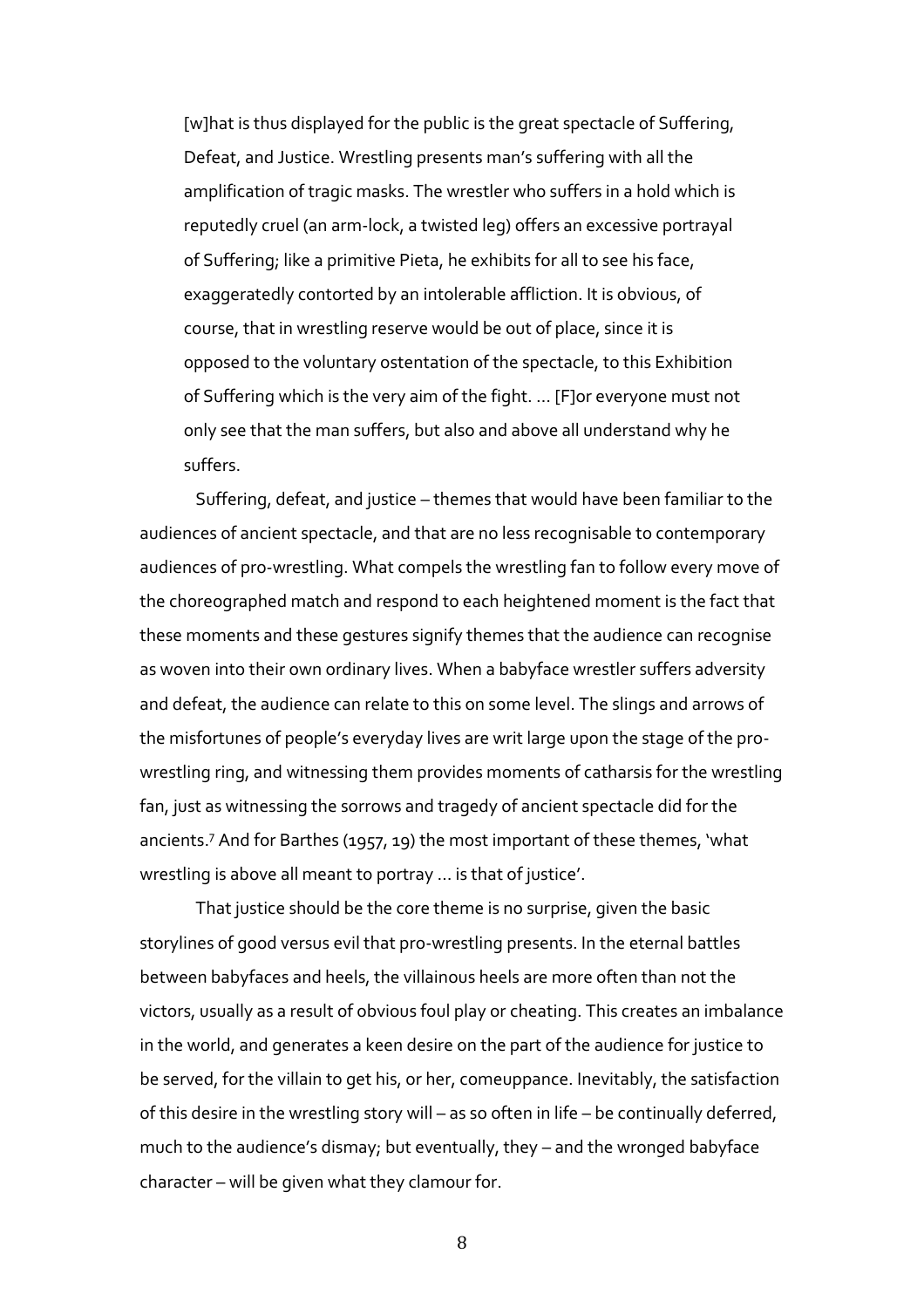> [w]hat is thus displayed for the public is the great spectacle of Suffering, Defeat, and Justice. Wrestling presents man's suffering with all the amplification of tragic masks. The wrestler who suffers in a hold which is reputedly cruel (an arm-lock, a twisted leg) offers an excessive portrayal of Suffering; like a primitive Pieta, he exhibits for all to see his face, exaggeratedly contorted by an intolerable affliction. It is obvious, of course, that in wrestling reserve would be out of place, since it is opposed to the voluntary ostentation of the spectacle, to this Exhibition of Suffering which is the very aim of the fight. … [F]or everyone must not only see that the man suffers, but also and above all understand why he suffers.

Suffering, defeat, and justice – themes that would have been familiar to the audiences of ancient spectacle, and that are no less recognisable to contemporary audiences of pro-wrestling. What compels the wrestling fan to follow every move of the choreographed match and respond to each heightened moment is the fact that these moments and these gestures signify themes that the audience can recognise as woven into their own ordinary lives. When a babyface wrestler suffers adversity and defeat, the audience can relate to this on some level. The slings and arrows of the misfortunes of people's everyday lives are writ large upon the stage of the pro-wrestling ring, and witnessing them provides moments of catharsis for the wrestling fan, just as witnessing the sorrows and tragedy of ancient spectacle did for the ancients.[7] And for Barthes (1957, 19) the most important of these themes, 'what wrestling is above all meant to portray … is that of justice'.

That justice should be the core theme is no surprise, given the basic storylines of good versus evil that pro-wrestling presents. In the eternal battles between babyfaces and heels, the villainous heels are more often than not the victors, usually as a result of obvious foul play or cheating. This creates an imbalance in the world, and generates a keen desire on the part of the audience for justice to be served, for the villain to get his, or her, comeuppance. Inevitably, the satisfaction of this desire in the wrestling story will – as so often in life – be continually deferred, much to the audience's dismay; but eventually, they – and the wronged babyface character – will be given what they clamour for.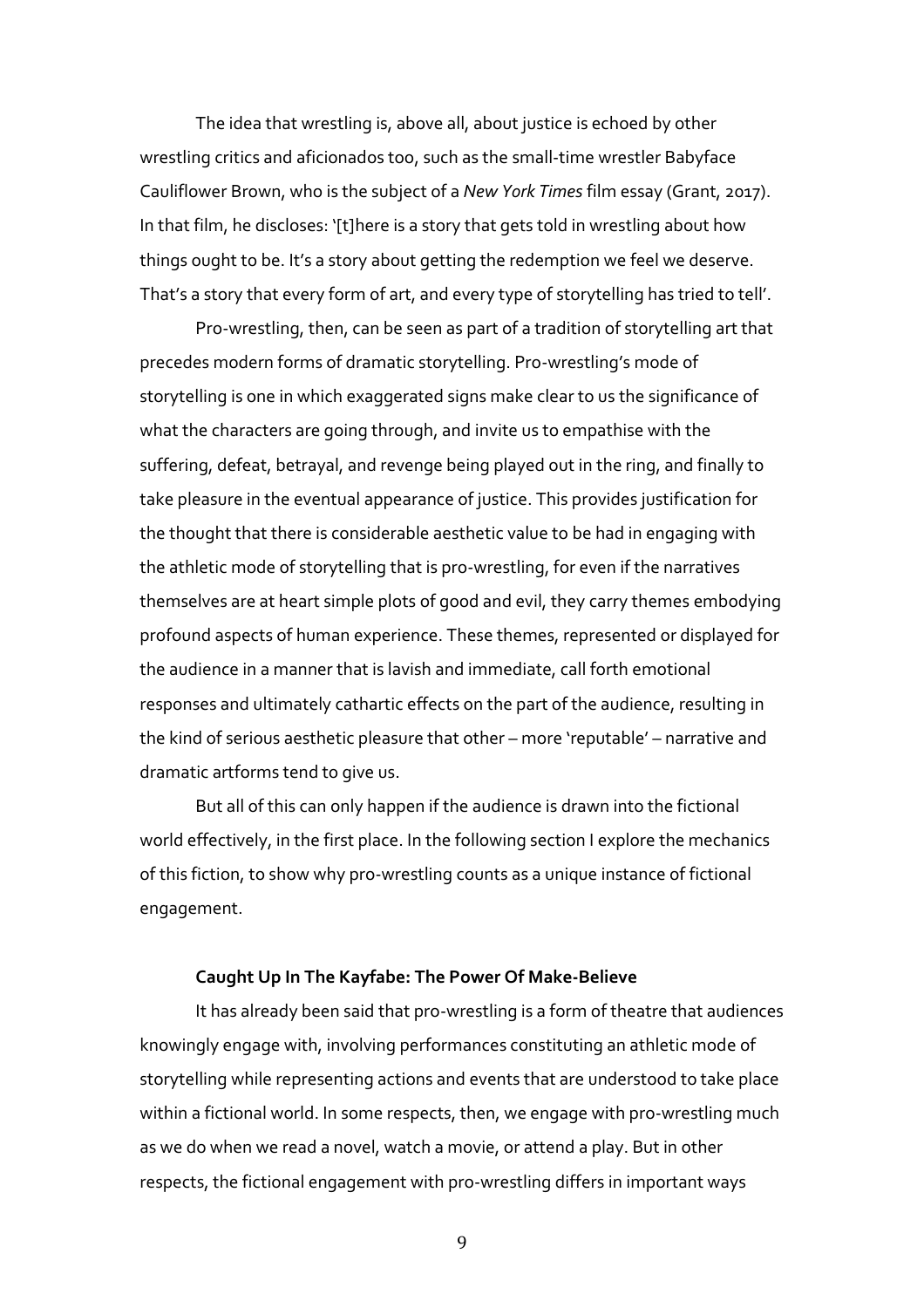The idea that wrestling is, above all, about justice is echoed by other wrestling critics and aficionados too, such as the small-time wrestler Babyface Cauliflower Brown, who is the subject of a *New York Times* film essay (Grant, 2017). In that film, he discloses: '[t]here is a story that gets told in wrestling about how things ought to be. It's a story about getting the redemption we feel we deserve. That's a story that every form of art, and every type of storytelling has tried to tell'.

Pro-wrestling, then, can be seen as part of a tradition of storytelling art that precedes modern forms of dramatic storytelling. Pro-wrestling's mode of storytelling is one in which exaggerated signs make clear to us the significance of what the characters are going through, and invite us to empathise with the suffering, defeat, betrayal, and revenge being played out in the ring, and finally to take pleasure in the eventual appearance of justice. This provides justification for the thought that there is considerable aesthetic value to be had in engaging with the athletic mode of storytelling that is pro-wrestling, for even if the narratives themselves are at heart simple plots of good and evil, they carry themes embodying profound aspects of human experience. These themes, represented or displayed for the audience in a manner that is lavish and immediate, call forth emotional responses and ultimately cathartic effects on the part of the audience, resulting in the kind of serious aesthetic pleasure that other – more 'reputable' – narrative and dramatic artforms tend to give us.

But all of this can only happen if the audience is drawn into the fictional world effectively, in the first place. In the following section I explore the mechanics of this fiction, to show why pro-wrestling counts as a unique instance of fictional engagement.

## Caught Up In The Kayfabe: The Power Of Make-Believe

It has already been said that pro-wrestling is a form of theatre that audiences knowingly engage with, involving performances constituting an athletic mode of storytelling while representing actions and events that are understood to take place within a fictional world. In some respects, then, we engage with pro-wrestling much as we do when we read a novel, watch a movie, or attend a play. But in other respects, the fictional engagement with pro-wrestling differs in important ways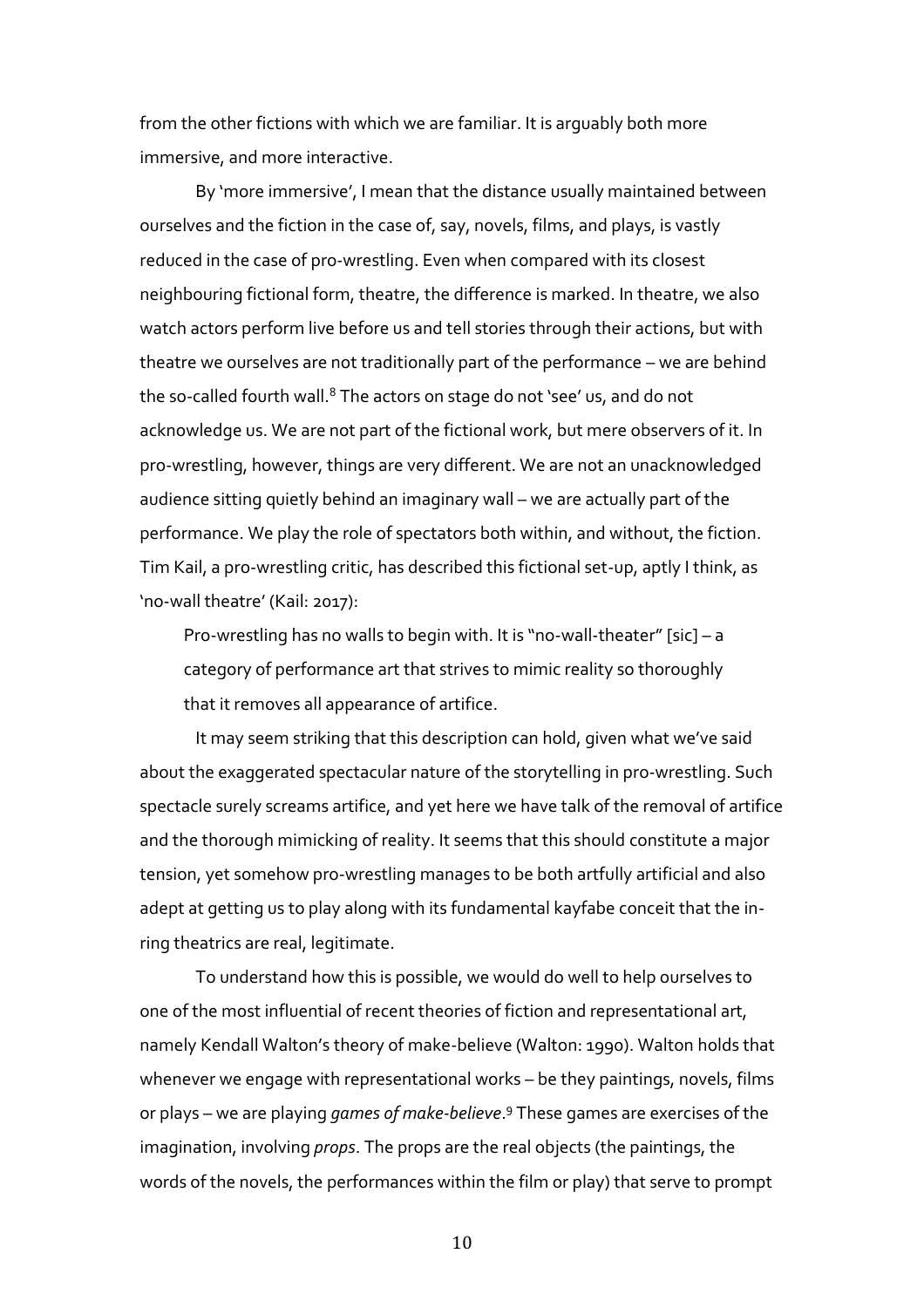from the other fictions with which we are familiar. It is arguably both more immersive, and more interactive.

By 'more immersive', I mean that the distance usually maintained between ourselves and the fiction in the case of, say, novels, films, and plays, is vastly reduced in the case of pro-wrestling. Even when compared with its closest neighbouring fictional form, theatre, the difference is marked. In theatre, we also watch actors perform live before us and tell stories through their actions, but with theatre we ourselves are not traditionally part of the performance – we are behind the so-called fourth wall.[8] The actors on stage do not 'see' us, and do not acknowledge us. We are not part of the fictional work, but mere observers of it. In pro-wrestling, however, things are very different. We are not an unacknowledged audience sitting quietly behind an imaginary wall – we are actually part of the performance. We play the role of spectators both within, and without, the fiction. Tim Kail, a pro-wrestling critic, has described this fictional set-up, aptly I think, as 'no-wall theatre' (Kail: 2017):

> Pro-wrestling has no walls to begin with. It is "no-wall-theater" [sic] – a category of performance art that strives to mimic reality so thoroughly that it removes all appearance of artifice.

It may seem striking that this description can hold, given what we've said about the exaggerated spectacular nature of the storytelling in pro-wrestling. Such spectacle surely screams artifice, and yet here we have talk of the removal of artifice and the thorough mimicking of reality. It seems that this should constitute a major tension, yet somehow pro-wrestling manages to be both artfully artificial and also adept at getting us to play along with its fundamental kayfabe conceit that the in-ring theatrics are real, legitimate.

To understand how this is possible, we would do well to help ourselves to one of the most influential of recent theories of fiction and representational art, namely Kendall Walton's theory of make-believe (Walton: 1990). Walton holds that whenever we engage with representational works – be they paintings, novels, films or plays – we are playing *games of make-believe*.[9] These games are exercises of the imagination, involving *props*. The props are the real objects (the paintings, the words of the novels, the performances within the film or play) that serve to prompt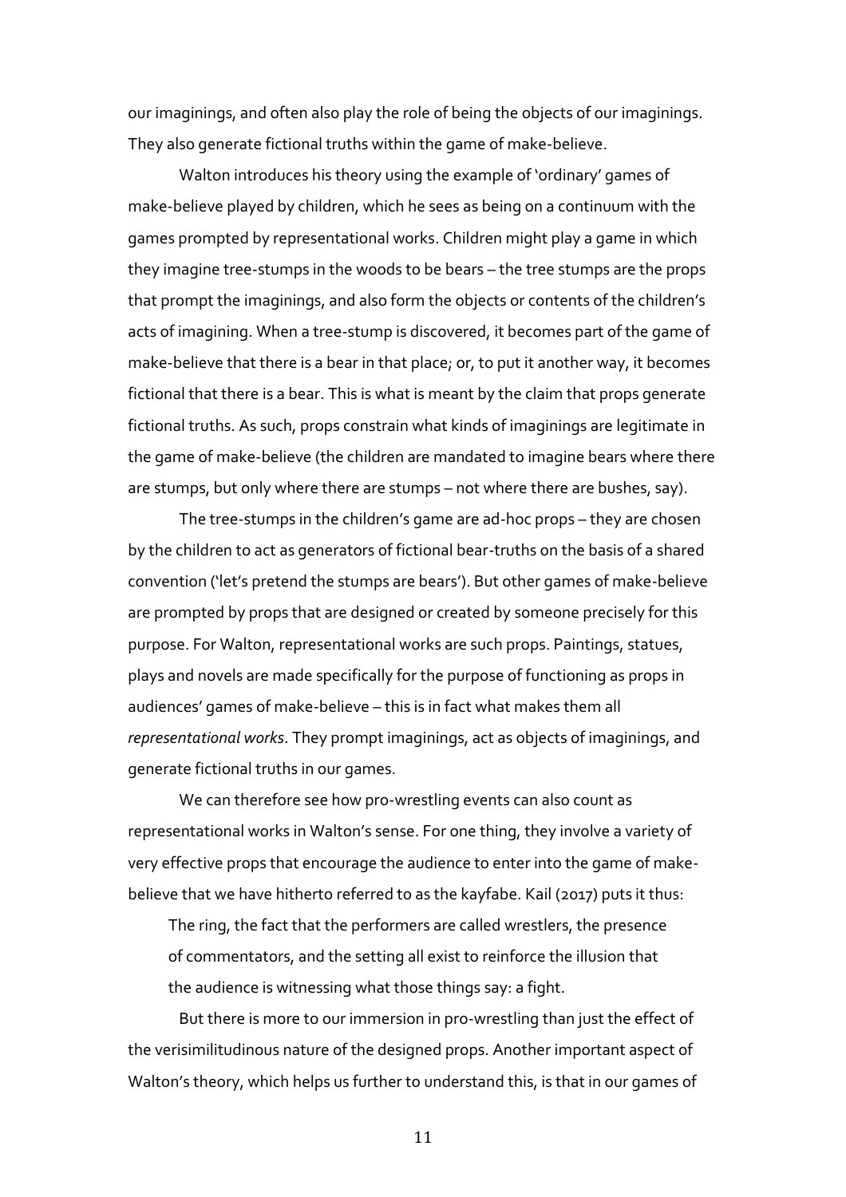our imaginings, and often also play the role of being the objects of our imaginings. They also generate fictional truths within the game of make-believe.

Walton introduces his theory using the example of 'ordinary' games of make-believe played by children, which he sees as being on a continuum with the games prompted by representational works. Children might play a game in which they imagine tree-stumps in the woods to be bears – the tree stumps are the props that prompt the imaginings, and also form the objects or contents of the children's acts of imagining. When a tree-stump is discovered, it becomes part of the game of make-believe that there is a bear in that place; or, to put it another way, it becomes fictional that there is a bear. This is what is meant by the claim that props generate fictional truths. As such, props constrain what kinds of imaginings are legitimate in the game of make-believe (the children are mandated to imagine bears where there are stumps, but only where there are stumps – not where there are bushes, say).

The tree-stumps in the children's game are ad-hoc props – they are chosen by the children to act as generators of fictional bear-truths on the basis of a shared convention ('let's pretend the stumps are bears'). But other games of make-believe are prompted by props that are designed or created by someone precisely for this purpose. For Walton, representational works are such props. Paintings, statues, plays and novels are made specifically for the purpose of functioning as props in audiences' games of make-believe – this is in fact what makes them all *representational works*. They prompt imaginings, act as objects of imaginings, and generate fictional truths in our games.

We can therefore see how pro-wrestling events can also count as representational works in Walton's sense. For one thing, they involve a variety of very effective props that encourage the audience to enter into the game of make-believe that we have hitherto referred to as the kayfabe. Kail (2017) puts it thus:

> The ring, the fact that the performers are called wrestlers, the presence of commentators, and the setting all exist to reinforce the illusion that the audience is witnessing what those things say: a fight.

But there is more to our immersion in pro-wrestling than just the effect of the verisimilitudinous nature of the designed props. Another important aspect of Walton's theory, which helps us further to understand this, is that in our games of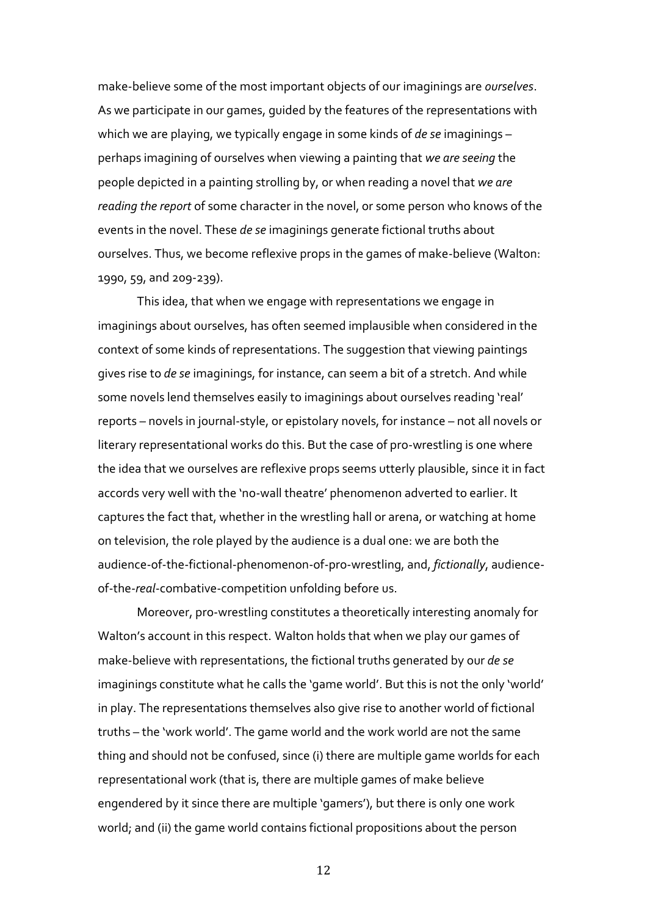make-believe some of the most important objects of our imaginings are *ourselves*. As we participate in our games, guided by the features of the representations with which we are playing, we typically engage in some kinds of *de se* imaginings – perhaps imagining of ourselves when viewing a painting that *we are seeing* the people depicted in a painting strolling by, or when reading a novel that *we are reading the report* of some character in the novel, or some person who knows of the events in the novel. These *de se* imaginings generate fictional truths about ourselves. Thus, we become reflexive props in the games of make-believe (Walton: 1990, 59, and 209-239).

This idea, that when we engage with representations we engage in imaginings about ourselves, has often seemed implausible when considered in the context of some kinds of representations. The suggestion that viewing paintings gives rise to *de se* imaginings, for instance, can seem a bit of a stretch. And while some novels lend themselves easily to imaginings about ourselves reading 'real' reports – novels in journal-style, or epistolary novels, for instance – not all novels or literary representational works do this. But the case of pro-wrestling is one where the idea that we ourselves are reflexive props seems utterly plausible, since it in fact accords very well with the 'no-wall theatre' phenomenon adverted to earlier. It captures the fact that, whether in the wrestling hall or arena, or watching at home on television, the role played by the audience is a dual one: we are both the audience-of-the-fictional-phenomenon-of-pro-wrestling, and, *fictionally*, audience-of-the-*real*-combative-competition unfolding before us.

Moreover, pro-wrestling constitutes a theoretically interesting anomaly for Walton's account in this respect. Walton holds that when we play our games of make-believe with representations, the fictional truths generated by our *de se* imaginings constitute what he calls the 'game world'. But this is not the only 'world' in play. The representations themselves also give rise to another world of fictional truths – the 'work world'. The game world and the work world are not the same thing and should not be confused, since (i) there are multiple game worlds for each representational work (that is, there are multiple games of make believe engendered by it since there are multiple 'gamers'), but there is only one work world; and (ii) the game world contains fictional propositions about the person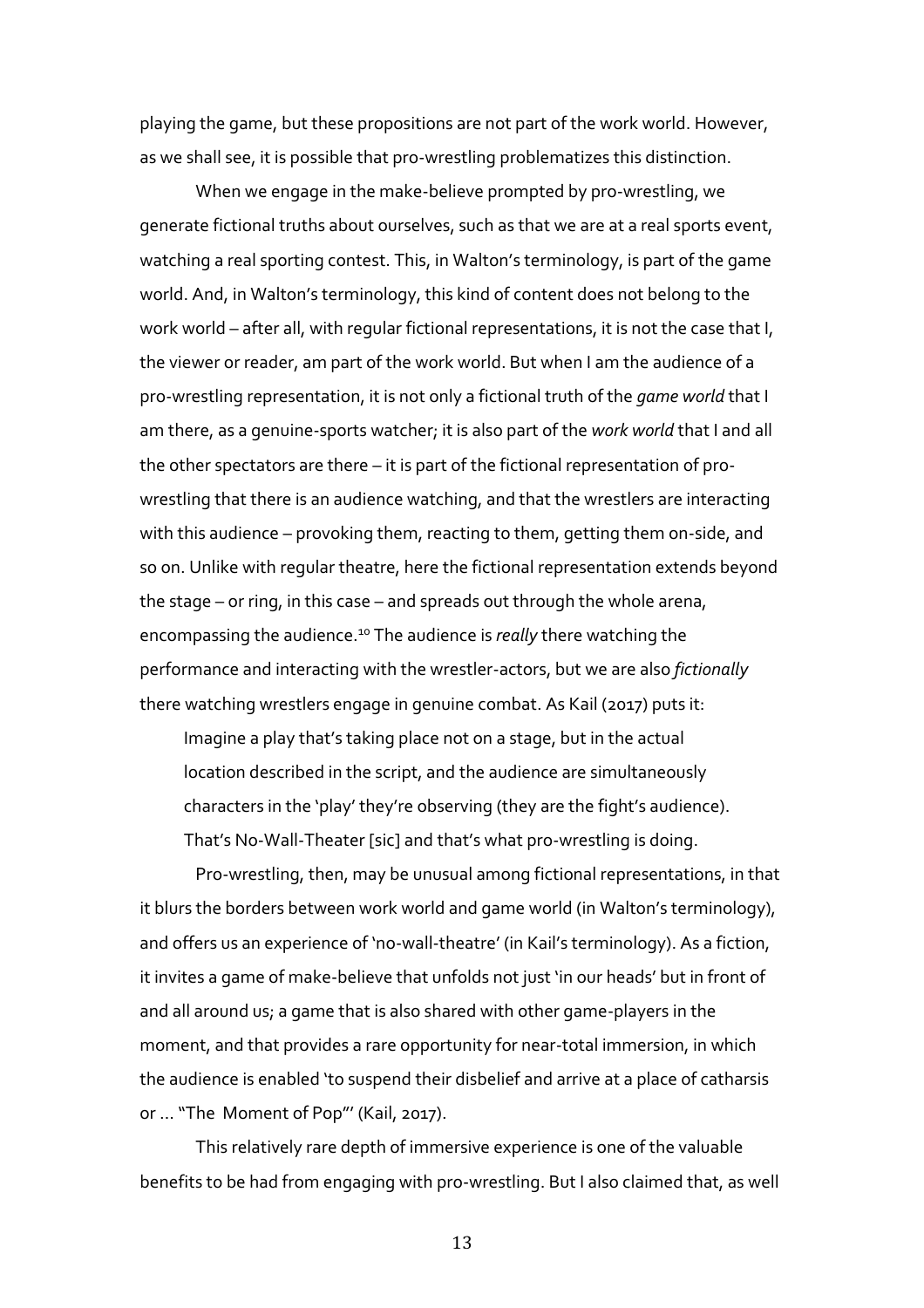playing the game, but these propositions are not part of the work world. However, as we shall see, it is possible that pro-wrestling problematizes this distinction.

When we engage in the make-believe prompted by pro-wrestling, we generate fictional truths about ourselves, such as that we are at a real sports event, watching a real sporting contest. This, in Walton's terminology, is part of the game world. And, in Walton's terminology, this kind of content does not belong to the work world – after all, with regular fictional representations, it is not the case that I, the viewer or reader, am part of the work world. But when I am the audience of a pro-wrestling representation, it is not only a fictional truth of the *game world* that I am there, as a genuine-sports watcher; it is also part of the *work world* that I and all the other spectators are there – it is part of the fictional representation of pro-wrestling that there is an audience watching, and that the wrestlers are interacting with this audience – provoking them, reacting to them, getting them on-side, and so on. Unlike with regular theatre, here the fictional representation extends beyond the stage – or ring, in this case – and spreads out through the whole arena, encompassing the audience.[10] The audience is *really* there watching the performance and interacting with the wrestler-actors, but we are also *fictionally* there watching wrestlers engage in genuine combat. As Kail (2017) puts it:

> Imagine a play that's taking place not on a stage, but in the actual location described in the script, and the audience are simultaneously characters in the 'play' they're observing (they are the fight's audience). That's No-Wall-Theater [sic] and that's what pro-wrestling is doing.

Pro-wrestling, then, may be unusual among fictional representations, in that it blurs the borders between work world and game world (in Walton's terminology), and offers us an experience of 'no-wall-theatre' (in Kail's terminology). As a fiction, it invites a game of make-believe that unfolds not just 'in our heads' but in front of and all around us; a game that is also shared with other game-players in the moment, and that provides a rare opportunity for near-total immersion, in which the audience is enabled 'to suspend their disbelief and arrive at a place of catharsis or … "The Moment of Pop"' (Kail, 2017).

This relatively rare depth of immersive experience is one of the valuable benefits to be had from engaging with pro-wrestling. But I also claimed that, as well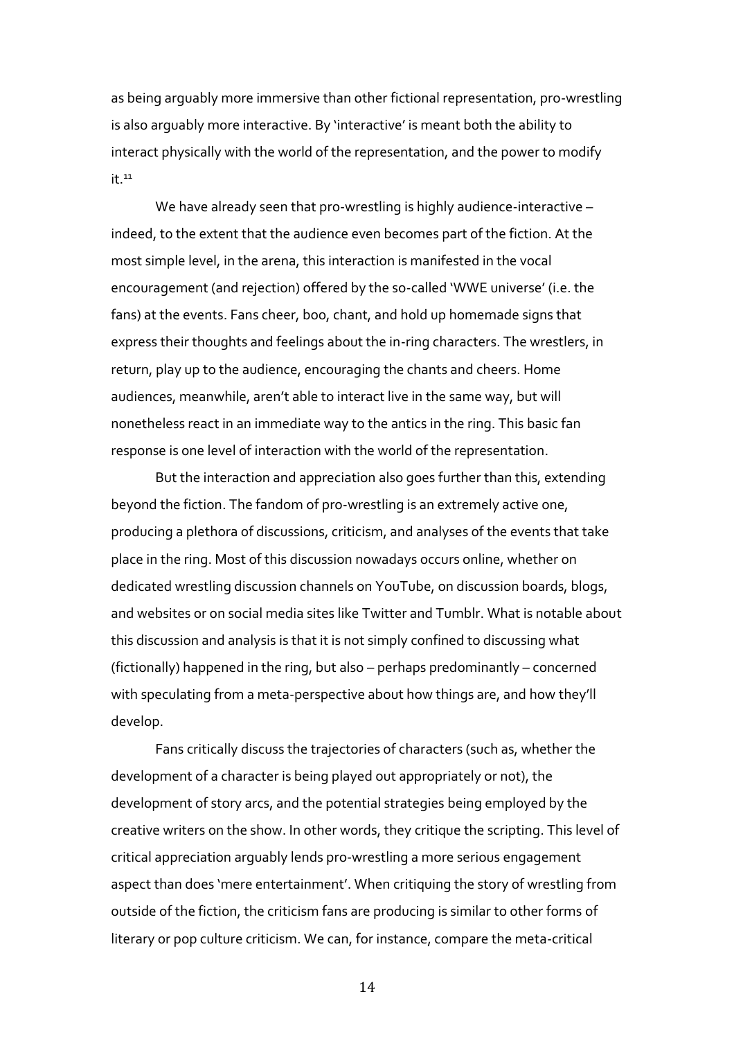as being arguably more immersive than other fictional representation, pro-wrestling is also arguably more interactive. By 'interactive' is meant both the ability to interact physically with the world of the representation, and the power to modify it.[11]

We have already seen that pro-wrestling is highly audience-interactive – indeed, to the extent that the audience even becomes part of the fiction. At the most simple level, in the arena, this interaction is manifested in the vocal encouragement (and rejection) offered by the so-called 'WWE universe' (i.e. the fans) at the events. Fans cheer, boo, chant, and hold up homemade signs that express their thoughts and feelings about the in-ring characters. The wrestlers, in return, play up to the audience, encouraging the chants and cheers. Home audiences, meanwhile, aren't able to interact live in the same way, but will nonetheless react in an immediate way to the antics in the ring. This basic fan response is one level of interaction with the world of the representation.

But the interaction and appreciation also goes further than this, extending beyond the fiction. The fandom of pro-wrestling is an extremely active one, producing a plethora of discussions, criticism, and analyses of the events that take place in the ring. Most of this discussion nowadays occurs online, whether on dedicated wrestling discussion channels on YouTube, on discussion boards, blogs, and websites or on social media sites like Twitter and Tumblr. What is notable about this discussion and analysis is that it is not simply confined to discussing what (fictionally) happened in the ring, but also – perhaps predominantly – concerned with speculating from a meta-perspective about how things are, and how they'll develop.

Fans critically discuss the trajectories of characters (such as, whether the development of a character is being played out appropriately or not), the development of story arcs, and the potential strategies being employed by the creative writers on the show. In other words, they critique the scripting. This level of critical appreciation arguably lends pro-wrestling a more serious engagement aspect than does 'mere entertainment'. When critiquing the story of wrestling from outside of the fiction, the criticism fans are producing is similar to other forms of literary or pop culture criticism. We can, for instance, compare the meta-critical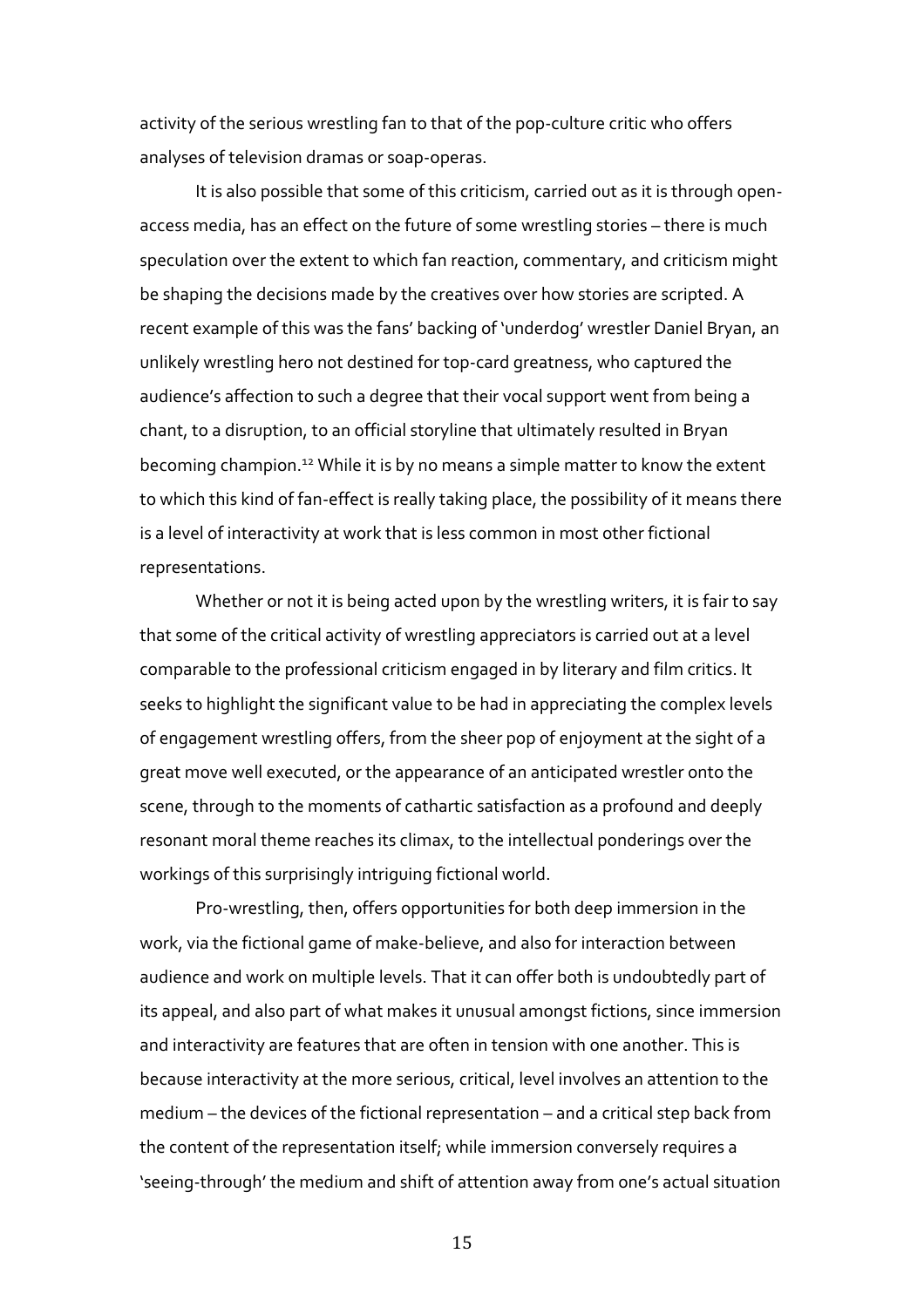activity of the serious wrestling fan to that of the pop-culture critic who offers analyses of television dramas or soap-operas.

It is also possible that some of this criticism, carried out as it is through open-access media, has an effect on the future of some wrestling stories – there is much speculation over the extent to which fan reaction, commentary, and criticism might be shaping the decisions made by the creatives over how stories are scripted. A recent example of this was the fans' backing of 'underdog' wrestler Daniel Bryan, an unlikely wrestling hero not destined for top-card greatness, who captured the audience's affection to such a degree that their vocal support went from being a chant, to a disruption, to an official storyline that ultimately resulted in Bryan becoming champion.[12] While it is by no means a simple matter to know the extent to which this kind of fan-effect is really taking place, the possibility of it means there is a level of interactivity at work that is less common in most other fictional representations.

Whether or not it is being acted upon by the wrestling writers, it is fair to say that some of the critical activity of wrestling appreciators is carried out at a level comparable to the professional criticism engaged in by literary and film critics. It seeks to highlight the significant value to be had in appreciating the complex levels of engagement wrestling offers, from the sheer pop of enjoyment at the sight of a great move well executed, or the appearance of an anticipated wrestler onto the scene, through to the moments of cathartic satisfaction as a profound and deeply resonant moral theme reaches its climax, to the intellectual ponderings over the workings of this surprisingly intriguing fictional world.

Pro-wrestling, then, offers opportunities for both deep immersion in the work, via the fictional game of make-believe, and also for interaction between audience and work on multiple levels. That it can offer both is undoubtedly part of its appeal, and also part of what makes it unusual amongst fictions, since immersion and interactivity are features that are often in tension with one another. This is because interactivity at the more serious, critical, level involves an attention to the medium – the devices of the fictional representation – and a critical step back from the content of the representation itself; while immersion conversely requires a 'seeing-through' the medium and shift of attention away from one's actual situation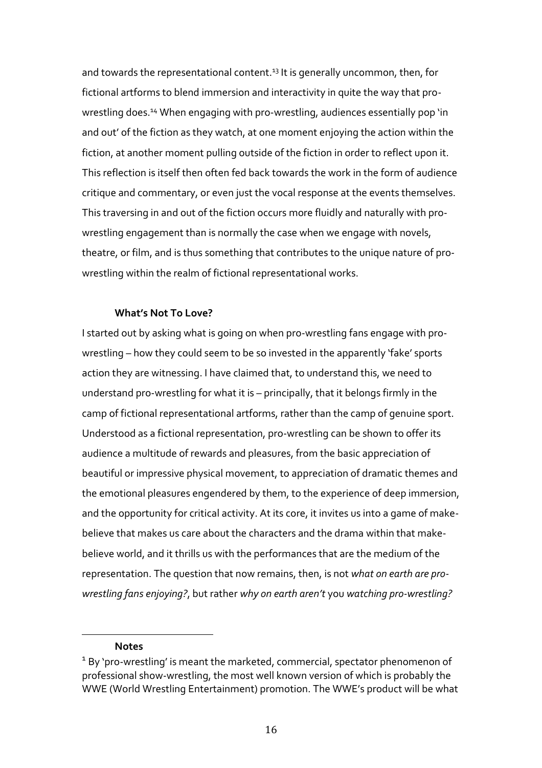and towards the representational content.[13] It is generally uncommon, then, for fictional artforms to blend immersion and interactivity in quite the way that pro-wrestling does.[14] When engaging with pro-wrestling, audiences essentially pop 'in and out' of the fiction as they watch, at one moment enjoying the action within the fiction, at another moment pulling outside of the fiction in order to reflect upon it. This reflection is itself then often fed back towards the work in the form of audience critique and commentary, or even just the vocal response at the events themselves. This traversing in and out of the fiction occurs more fluidly and naturally with pro-wrestling engagement than is normally the case when we engage with novels, theatre, or film, and is thus something that contributes to the unique nature of pro-wrestling within the realm of fictional representational works.

### What's Not To Love?

I started out by asking what is going on when pro-wrestling fans engage with pro-wrestling – how they could seem to be so invested in the apparently 'fake' sports action they are witnessing. I have claimed that, to understand this, we need to understand pro-wrestling for what it is – principally, that it belongs firmly in the camp of fictional representational artforms, rather than the camp of genuine sport. Understood as a fictional representation, pro-wrestling can be shown to offer its audience a multitude of rewards and pleasures, from the basic appreciation of beautiful or impressive physical movement, to appreciation of dramatic themes and the emotional pleasures engendered by them, to the experience of deep immersion, and the opportunity for critical activity. At its core, it invites us into a game of make-believe that makes us care about the characters and the drama within that make-believe world, and it thrills us with the performances that are the medium of the representation. The question that now remains, then, is not *what on earth are pro-wrestling fans enjoying?*, but rather *why on earth aren't* you *watching pro-wrestling?*

---

**Notes**

[1] By 'pro-wrestling' is meant the marketed, commercial, spectator phenomenon of professional show-wrestling, the most well known version of which is probably the WWE (World Wrestling Entertainment) promotion. The WWE's product will be what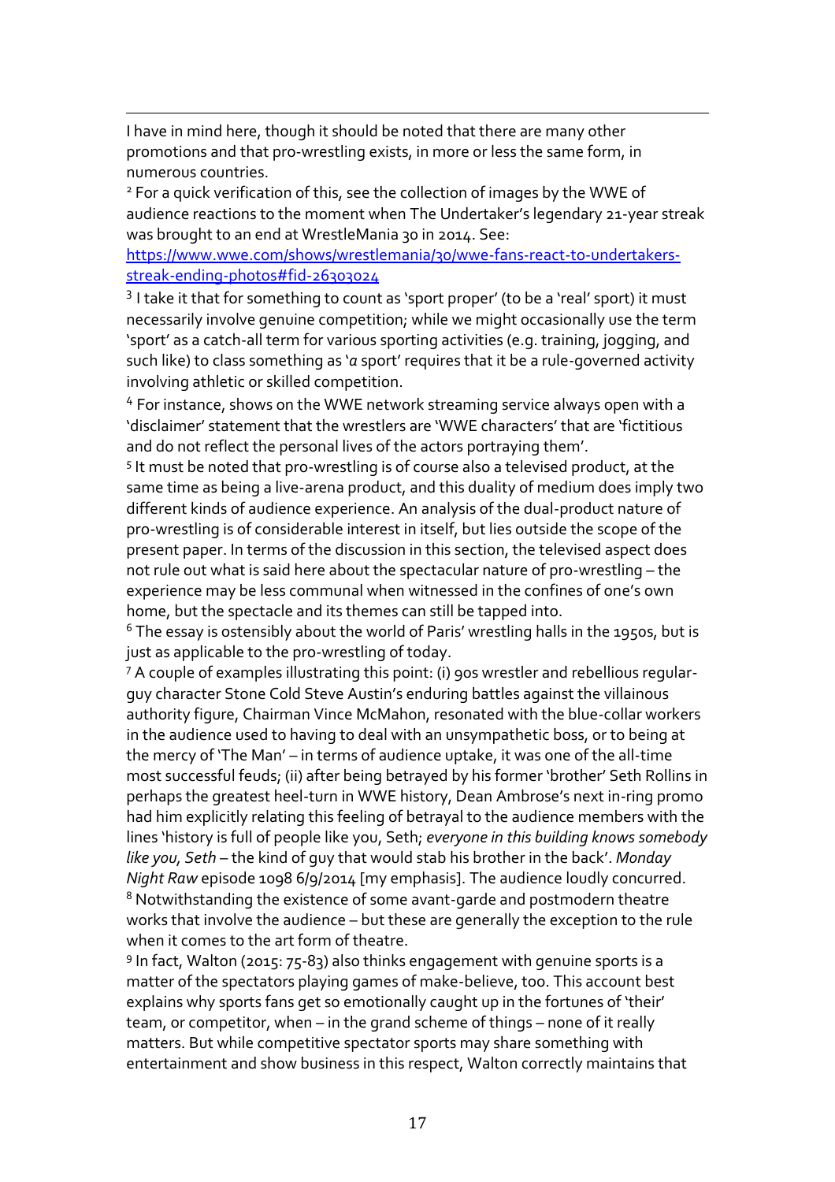I have in mind here, though it should be noted that there are many other promotions and that pro-wrestling exists, in more or less the same form, in numerous countries.

[2] For a quick verification of this, see the collection of images by the WWE of audience reactions to the moment when The Undertaker's legendary 21-year streak was brought to an end at WrestleMania 30 in 2014. See: https://www.wwe.com/shows/wrestlemania/30/wwe-fans-react-to-undertakers-streak-ending-photos#fid-26303024

[3] I take it that for something to count as 'sport proper' (to be a 'real' sport) it must necessarily involve genuine competition; while we might occasionally use the term 'sport' as a catch-all term for various sporting activities (e.g. training, jogging, and such like) to class something as '*a* sport' requires that it be a rule-governed activity involving athletic or skilled competition.

[4] For instance, shows on the WWE network streaming service always open with a 'disclaimer' statement that the wrestlers are 'WWE characters' that are 'fictitious and do not reflect the personal lives of the actors portraying them'.

[5] It must be noted that pro-wrestling is of course also a televised product, at the same time as being a live-arena product, and this duality of medium does imply two different kinds of audience experience. An analysis of the dual-product nature of pro-wrestling is of considerable interest in itself, but lies outside the scope of the present paper. In terms of the discussion in this section, the televised aspect does not rule out what is said here about the spectacular nature of pro-wrestling – the experience may be less communal when witnessed in the confines of one's own home, but the spectacle and its themes can still be tapped into.

[6] The essay is ostensibly about the world of Paris' wrestling halls in the 1950s, but is just as applicable to the pro-wrestling of today.

[7] A couple of examples illustrating this point: (i) 90s wrestler and rebellious regular-guy character Stone Cold Steve Austin's enduring battles against the villainous authority figure, Chairman Vince McMahon, resonated with the blue-collar workers in the audience used to having to deal with an unsympathetic boss, or to being at the mercy of 'The Man' – in terms of audience uptake, it was one of the all-time most successful feuds; (ii) after being betrayed by his former 'brother' Seth Rollins in perhaps the greatest heel-turn in WWE history, Dean Ambrose's next in-ring promo had him explicitly relating this feeling of betrayal to the audience members with the lines 'history is full of people like you, Seth; *everyone in this building knows somebody like you, Seth* – the kind of guy that would stab his brother in the back'. *Monday Night Raw* episode 1098 6/9/2014 [my emphasis]. The audience loudly concurred.

[8] Notwithstanding the existence of some avant-garde and postmodern theatre works that involve the audience – but these are generally the exception to the rule when it comes to the art form of theatre.

[9] In fact, Walton (2015: 75-83) also thinks engagement with genuine sports is a matter of the spectators playing games of make-believe, too. This account best explains why sports fans get so emotionally caught up in the fortunes of 'their' team, or competitor, when – in the grand scheme of things – none of it really matters. But while competitive spectator sports may share something with entertainment and show business in this respect, Walton correctly maintains that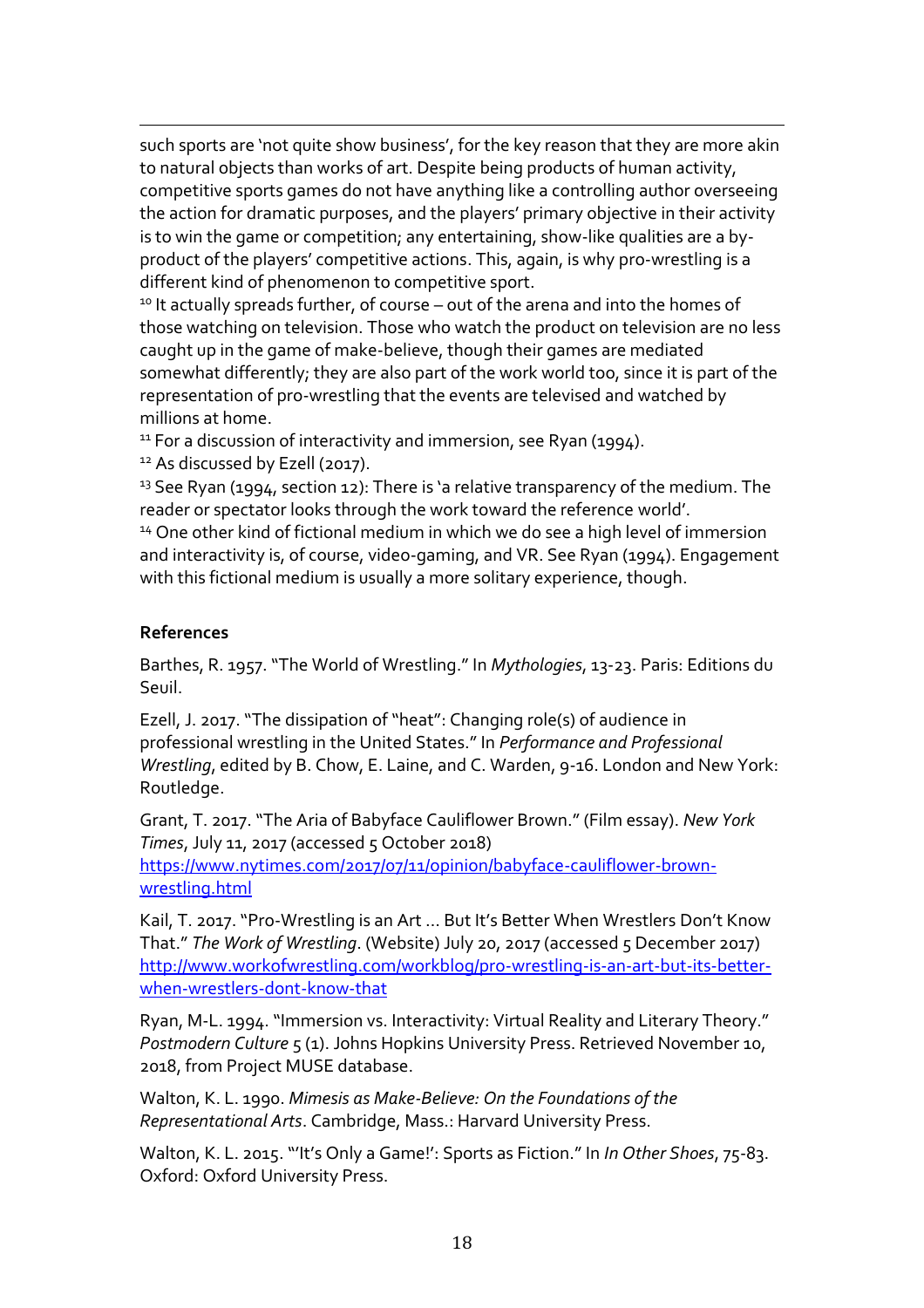such sports are 'not quite show business', for the key reason that they are more akin to natural objects than works of art. Despite being products of human activity, competitive sports games do not have anything like a controlling author overseeing the action for dramatic purposes, and the players' primary objective in their activity is to win the game or competition; any entertaining, show-like qualities are a by-product of the players' competitive actions. This, again, is why pro-wrestling is a different kind of phenomenon to competitive sport.

[10] It actually spreads further, of course – out of the arena and into the homes of those watching on television. Those who watch the product on television are no less caught up in the game of make-believe, though their games are mediated somewhat differently; they are also part of the work world too, since it is part of the representation of pro-wrestling that the events are televised and watched by millions at home.

[11] For a discussion of interactivity and immersion, see Ryan (1994).

[12] As discussed by Ezell (2017).

[13] See Ryan (1994, section 12): There is 'a relative transparency of the medium. The reader or spectator looks through the work toward the reference world'.

[14] One other kind of fictional medium in which we do see a high level of immersion and interactivity is, of course, video-gaming, and VR. See Ryan (1994). Engagement with this fictional medium is usually a more solitary experience, though.

**References**

Barthes, R. 1957. "The World of Wrestling." In *Mythologies*, 13-23. Paris: Editions du Seuil.

Ezell, J. 2017. "The dissipation of "heat": Changing role(s) of audience in professional wrestling in the United States." In *Performance and Professional Wrestling*, edited by B. Chow, E. Laine, and C. Warden, 9-16. London and New York: Routledge.

Grant, T. 2017. "The Aria of Babyface Cauliflower Brown." (Film essay). *New York Times*, July 11, 2017 (accessed 5 October 2018) https://www.nytimes.com/2017/07/11/opinion/babyface-cauliflower-brown-wrestling.html

Kail, T. 2017. "Pro-Wrestling is an Art ... But It's Better When Wrestlers Don't Know That." *The Work of Wrestling*. (Website) July 20, 2017 (accessed 5 December 2017) http://www.workofwrestling.com/workblog/pro-wrestling-is-an-art-but-its-better-when-wrestlers-dont-know-that

Ryan, M-L. 1994. "Immersion vs. Interactivity: Virtual Reality and Literary Theory." *Postmodern Culture* 5 (1). Johns Hopkins University Press. Retrieved November 10, 2018, from Project MUSE database.

Walton, K. L. 1990. *Mimesis as Make-Believe: On the Foundations of the Representational Arts*. Cambridge, Mass.: Harvard University Press.

Walton, K. L. 2015. "'It's Only a Game!': Sports as Fiction." In *In Other Shoes*, 75-83. Oxford: Oxford University Press.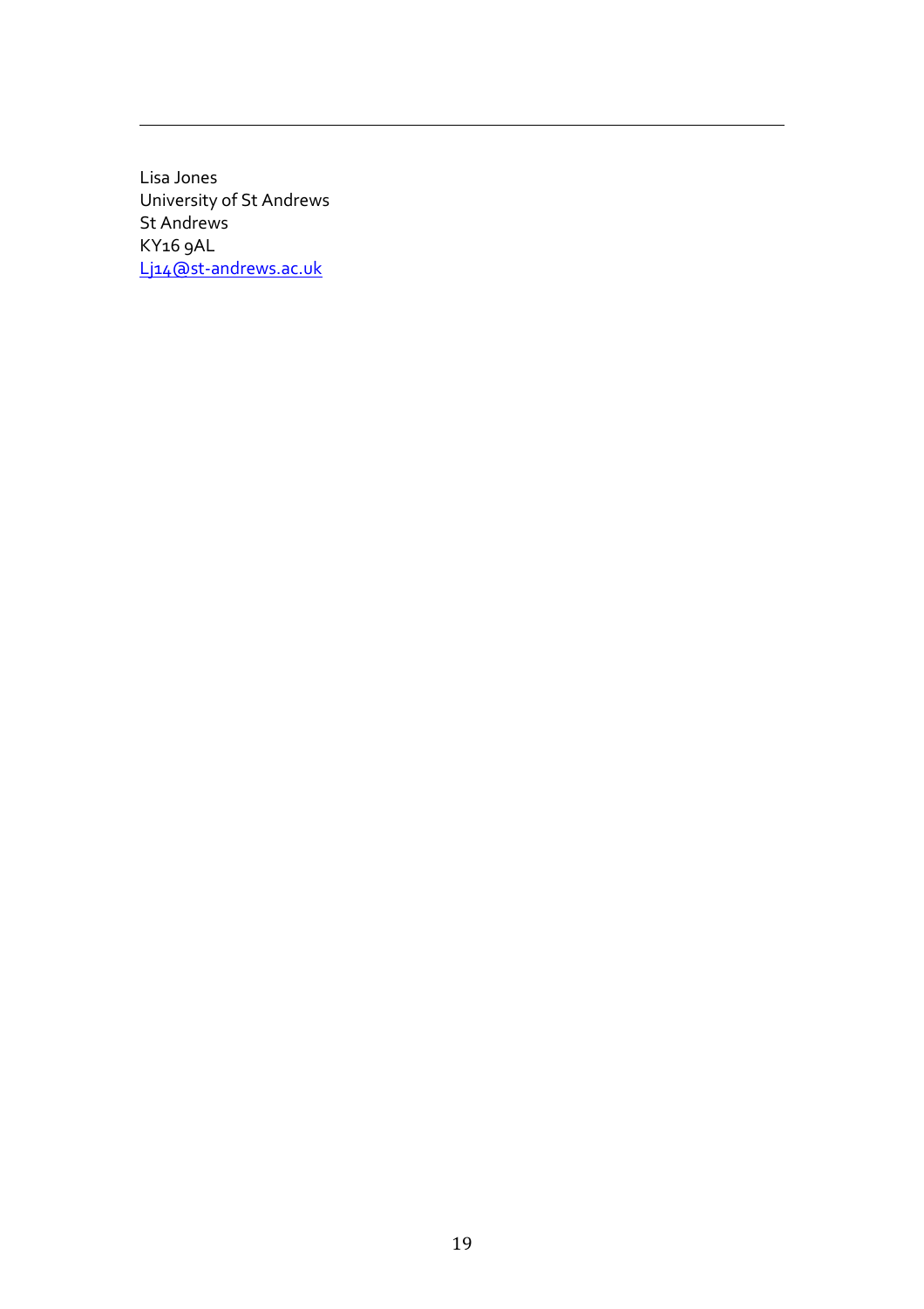---

Lisa Jones  
University of St Andrews  
St Andrews  
KY16 9AL  
Lj14@st-andrews.ac.uk